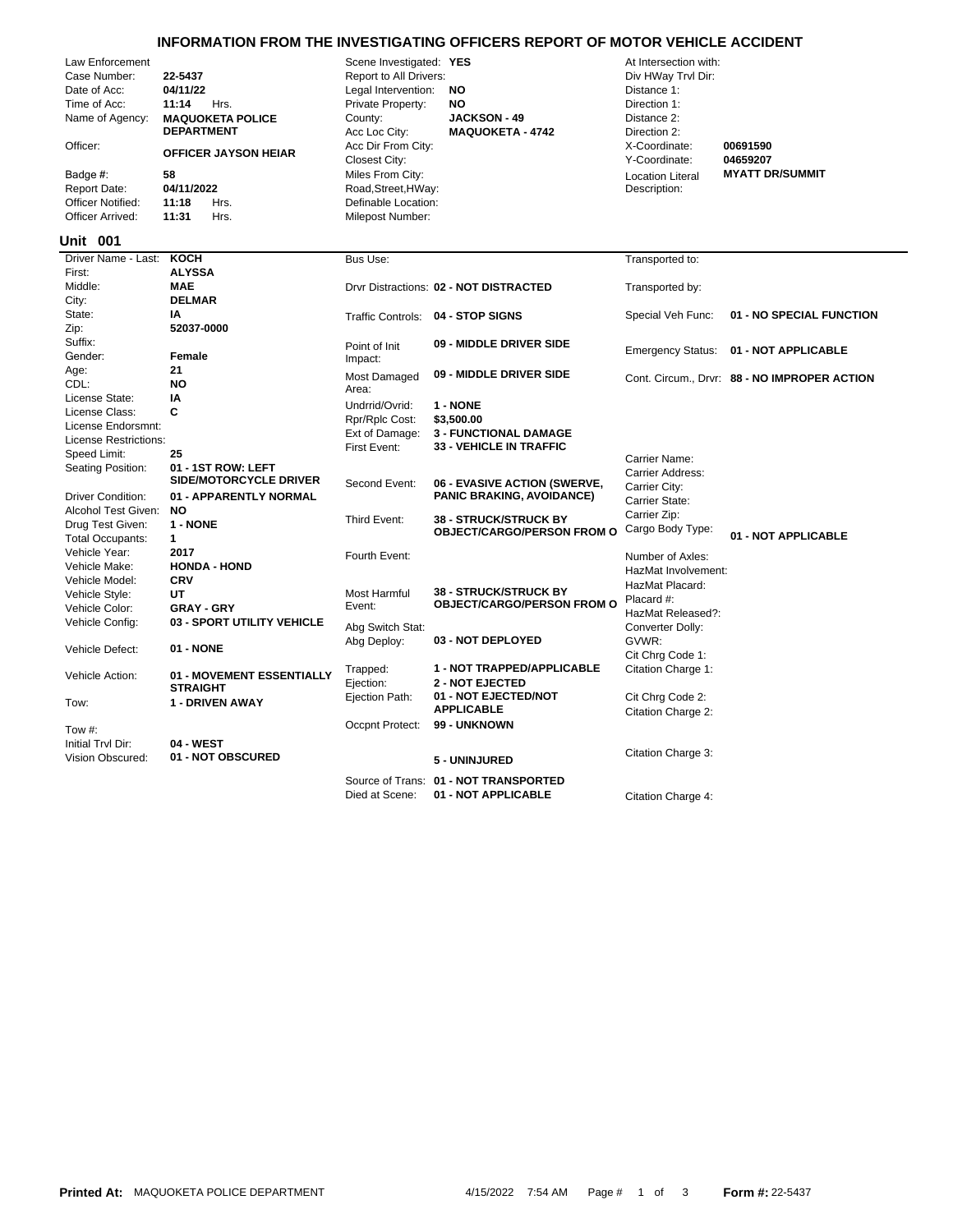# INFORMATION FROM THE INVESTIGATING OFFICERS REPORT OF MOTOR VEHICLE ACCIDENT

| | | | | | |
|---|---|---|---|---|---|
| Law Enforcement Case Number: | **22-5437** | Scene Investigated: | **YES** | At Intersection with: | |
| Date of Acc: | **04/11/22** | Report to All Drivers: | | Div HWay Trvl Dir: | |
| Time of Acc: | **11:14** Hrs. | Legal Intervention: | **NO** | Distance 1: | |
| Name of Agency: | **MAQUOKETA POLICE DEPARTMENT** | Private Property: | **NO** | Direction 1: | |
| | | County: | **JACKSON - 49** | Distance 2: | |
| | | Acc Loc City: | **MAQUOKETA - 4742** | Direction 2: | |
| Officer: | **OFFICER JAYSON HEIAR** | Acc Dir From City: | | X-Coordinate: | **00691590** |
| | | Closest City: | | Y-Coordinate: | **04659207** |
| Badge #: | **58** | Miles From City: | | Location Literal Description: | **MYATT DR/SUMMIT** |
| Report Date: | **04/11/2022** | Road,Street,HWay: | | | |
| Officer Notified: | **11:18** Hrs. | Definable Location: | | | |
| Officer Arrived: | **11:31** Hrs. | Milepost Number: | | | |

## Unit 001

| | | | | | |
|---|---|---|---|---|---|
| Driver Name - Last: | **KOCH** | Bus Use: | | Transported to: | |
| First: | **ALYSSA** | | | | |
| Middle: | **MAE** | Drvr Distractions: | **02 - NOT DISTRACTED** | Transported by: | |
| City: | **DELMAR** | | | | |
| State: | **IA** | Traffic Controls: | **04 - STOP SIGNS** | Special Veh Func: | **01 - NO SPECIAL FUNCTION** |
| Zip: | **52037-0000** | | | | |
| Suffix: | | Point of Init Impact: | **09 - MIDDLE DRIVER SIDE** | Emergency Status: | **01 - NOT APPLICABLE** |
| Gender: | **Female** | | | | |
| Age: | **21** | Most Damaged Area: | **09 - MIDDLE DRIVER SIDE** | Cont. Circum., Drvr: | **88 - NO IMPROPER ACTION** |
| CDL: | **NO** | | | | |
| License State: | **IA** | Undrrid/Ovrid: | **1 - NONE** | | |
| License Class: | **C** | Rpr/Rplc Cost: | **$3,500.00** | | |
| License Endorsmnt: | | Ext of Damage: | **3 - FUNCTIONAL DAMAGE** | | |
| License Restrictions: | | First Event: | **33 - VEHICLE IN TRAFFIC** | | |
| Speed Limit: | **25** | | | Carrier Name: | |
| Seating Position: | **01 - 1ST ROW: LEFT SIDE/MOTORCYCLE DRIVER** | Second Event: | **06 - EVASIVE ACTION (SWERVE, PANIC BRAKING, AVOIDANCE)** | Carrier Address: | |
| Driver Condition: | **01 - APPARENTLY NORMAL** | | | Carrier City: | |
| Alcohol Test Given: | **NO** | | | Carrier State: | |
| Drug Test Given: | **1 - NONE** | Third Event: | **38 - STRUCK/STRUCK BY OBJECT/CARGO/PERSON FROM O** | Carrier Zip: | |
| Total Occupants: | **1** | | | Cargo Body Type: | **01 - NOT APPLICABLE** |
| Vehicle Year: | **2017** | Fourth Event: | | Number of Axles: | |
| Vehicle Make: | **HONDA - HOND** | | | HazMat Involvement: | |
| Vehicle Model: | **CRV** | | | HazMat Placard: | |
| Vehicle Style: | **UT** | Most Harmful Event: | **38 - STRUCK/STRUCK BY OBJECT/CARGO/PERSON FROM O** | Placard #: | |
| Vehicle Color: | **GRAY - GRY** | | | HazMat Released?: | |
| Vehicle Config: | **03 - SPORT UTILITY VEHICLE** | Abg Switch Stat: | | Converter Dolly: | |
| Vehicle Defect: | **01 - NONE** | Abg Deploy: | **03 - NOT DEPLOYED** | GVWR: | |
| | | | | Cit Chrg Code 1: | |
| Vehicle Action: | **01 - MOVEMENT ESSENTIALLY STRAIGHT** | Trapped: | **1 - NOT TRAPPED/APPLICABLE** | Citation Charge 1: | |
| | | Ejection: | **2 - NOT EJECTED** | | |
| Tow: | **1 - DRIVEN AWAY** | Ejection Path: | **01 - NOT EJECTED/NOT APPLICABLE** | Cit Chrg Code 2: | |
| | | | | Citation Charge 2: | |
| Tow #: | | Occpnt Protect: | **99 - UNKNOWN** | | |
| Initial Trvl Dir: | **04 - WEST** | | | | |
| Vision Obscured: | **01 - NOT OBSCURED** | | **5 - UNINJURED** | Citation Charge 3: | |
| | | Source of Trans: | **01 - NOT TRANSPORTED** | | |
| | | Died at Scene: | **01 - NOT APPLICABLE** | Citation Charge 4: | |

**Printed At:** MAQUOKETA POLICE DEPARTMENT 4/15/2022 7:54 AM **Form #:** 22-5437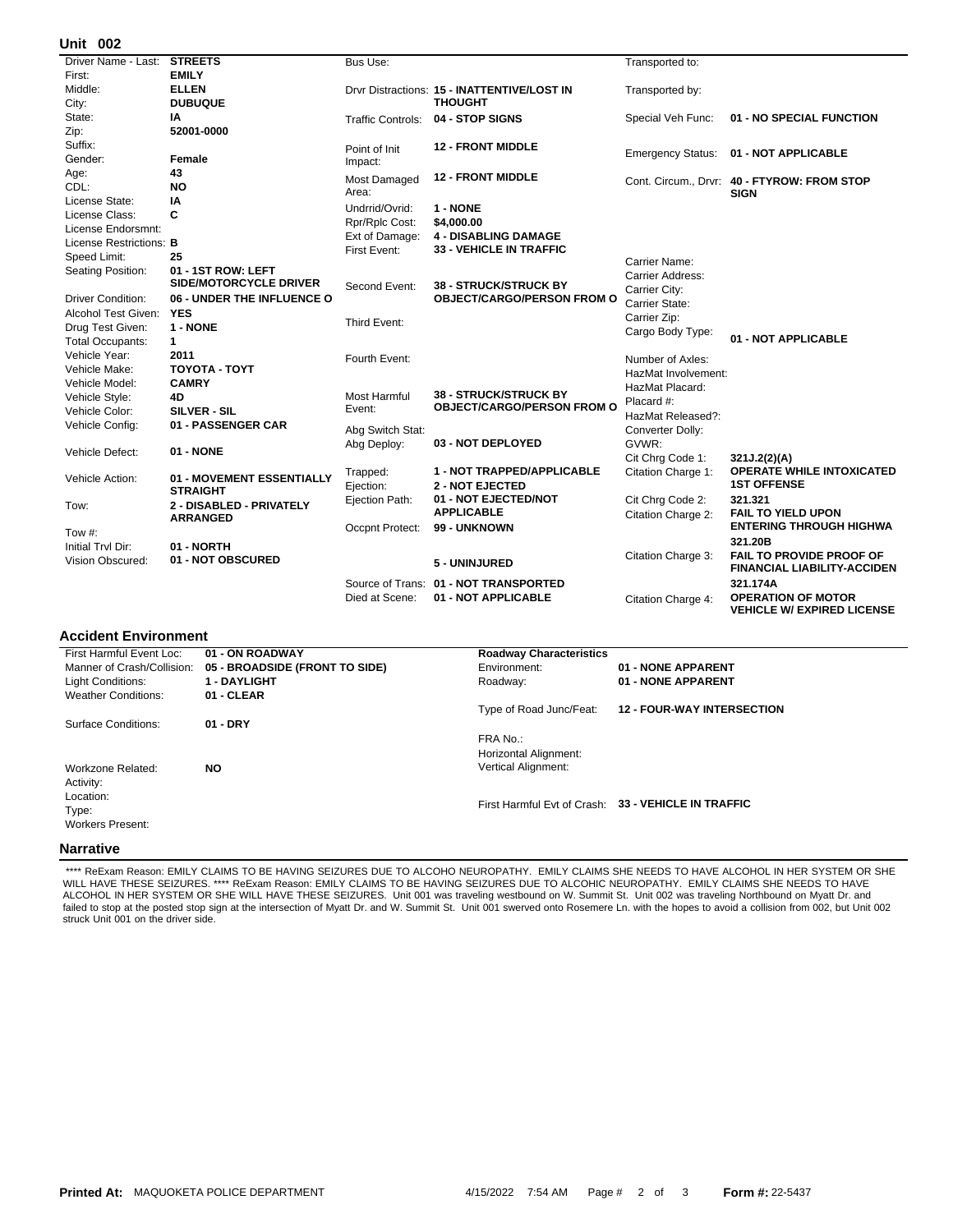## Unit 002

| Field | Value |
|---|---|
| Driver Name - Last: | STREETS |
| First: | EMILY |
| Middle: | ELLEN |
| City: | DUBUQUE |
| State: | IA |
| Zip: | 52001-0000 |
| Suffix: | |
| Gender: | Female |
| Age: | 43 |
| CDL: | NO |
| License State: | IA |
| License Class: | C |
| License Endorsmnt: | |
| License Restrictions: | B |
| Speed Limit: | 25 |
| Seating Position: | 01 - 1ST ROW: LEFT SIDE/MOTORCYCLE DRIVER |
| Driver Condition: | 06 - UNDER THE INFLUENCE O |
| Alcohol Test Given: | YES |
| Drug Test Given: | 1 - NONE |
| Total Occupants: | 1 |
| Vehicle Year: | 2011 |
| Vehicle Make: | TOYOTA - TOYT |
| Vehicle Model: | CAMRY |
| Vehicle Style: | 4D |
| Vehicle Color: | SILVER - SIL |
| Vehicle Config: | 01 - PASSENGER CAR |
| Vehicle Defect: | 01 - NONE |
| Vehicle Action: | 01 - MOVEMENT ESSENTIALLY STRAIGHT |
| Tow: | 2 - DISABLED - PRIVATELY ARRANGED |
| Tow #: | |
| Initial Trvl Dir: | 01 - NORTH |
| Vision Obscured: | 01 - NOT OBSCURED |

| Field | Value |
|---|---|
| Bus Use: | |
| Drvr Distractions: | 15 - INATTENTIVE/LOST IN THOUGHT |
| Traffic Controls: | 04 - STOP SIGNS |
| Point of Init Impact: | 12 - FRONT MIDDLE |
| Most Damaged Area: | 12 - FRONT MIDDLE |
| Undrrid/Ovrid: | 1 - NONE |
| Rpr/Rplc Cost: | $4,000.00 |
| Ext of Damage: | 4 - DISABLING DAMAGE |
| First Event: | 33 - VEHICLE IN TRAFFIC |
| Second Event: | 38 - STRUCK/STRUCK BY OBJECT/CARGO/PERSON FROM O |
| Third Event: | |
| Fourth Event: | |
| Most Harmful Event: | 38 - STRUCK/STRUCK BY OBJECT/CARGO/PERSON FROM O |
| Abg Switch Stat: | |
| Abg Deploy: | 03 - NOT DEPLOYED |
| Trapped: | 1 - NOT TRAPPED/APPLICABLE |
| Ejection: | 2 - NOT EJECTED |
| Ejection Path: | 01 - NOT EJECTED/NOT APPLICABLE |
| Occpnt Protect: | 99 - UNKNOWN |
| | 5 - UNINJURED |
| Source of Trans: | 01 - NOT TRANSPORTED |
| Died at Scene: | 01 - NOT APPLICABLE |

| Field | Value |
|---|---|
| Transported to: | |
| Transported by: | |
| Special Veh Func: | 01 - NO SPECIAL FUNCTION |
| Emergency Status: | 01 - NOT APPLICABLE |
| Cont. Circum., Drvr: | 40 - FTYROW: FROM STOP SIGN |
| Carrier Name: | |
| Carrier Address: | |
| Carrier City: | |
| Carrier State: | |
| Carrier Zip: | |
| Cargo Body Type: | 01 - NOT APPLICABLE |
| Number of Axles: | |
| HazMat Involvement: | |
| HazMat Placard: | |
| Placard #: | |
| HazMat Released?: | |
| Converter Dolly: | |
| GVWR: | |
| Cit Chrg Code 1: | 321J.2(2)(A) |
| Citation Charge 1: | OPERATE WHILE INTOXICATED 1ST OFFENSE |
| Cit Chrg Code 2: | 321.321 |
| Citation Charge 2: | FAIL TO YIELD UPON ENTERING THROUGH HIGHWA |
| | 321.20B |
| Citation Charge 3: | FAIL TO PROVIDE PROOF OF FINANCIAL LIABILITY-ACCIDEN |
| | 321.174A |
| Citation Charge 4: | OPERATION OF MOTOR VEHICLE W/ EXPIRED LICENSE |

## Accident Environment

| Field | Value |
|---|---|
| First Harmful Event Loc: | 01 - ON ROADWAY |
| Manner of Crash/Collision: | 05 - BROADSIDE (FRONT TO SIDE) |
| Light Conditions: | 1 - DAYLIGHT |
| Weather Conditions: | 01 - CLEAR |
| Surface Conditions: | 01 - DRY |
| Workzone Related: | NO |
| Activity: | |
| Location: | |
| Type: | |
| Workers Present: | |

| Roadway Characteristics | |
|---|---|
| Environment: | 01 - NONE APPARENT |
| Roadway: | 01 - NONE APPARENT |
| Type of Road Junc/Feat: | 12 - FOUR-WAY INTERSECTION |
| FRA No.: | |
| Horizontal Alignment: | |
| Vertical Alignment: | |
| First Harmful Evt of Crash: | 33 - VEHICLE IN TRAFFIC |

## Narrative

**** ReExam Reason: EMILY CLAIMS TO BE HAVING SEIZURES DUE TO ALCOHO NEUROPATHY. EMILY CLAIMS SHE NEEDS TO HAVE ALCOHOL IN HER SYSTEM OR SHE WILL HAVE THESE SEIZURES. **** ReExam Reason: EMILY CLAIMS TO BE HAVING SEIZURES DUE TO ALCOHIC NEUROPATHY. EMILY CLAIMS SHE NEEDS TO HAVE ALCOHOL IN HER SYSTEM OR SHE WILL HAVE THESE SEIZURES. Unit 001 was traveling westbound on W. Summit St. Unit 002 was traveling Northbound on Myatt Dr. and failed to stop at the posted stop sign at the intersection of Myatt Dr. and W. Summit St. Unit 001 swerved onto Rosemere Ln. with the hopes to avoid a collision from 002, but Unit 002 struck Unit 001 on the driver side.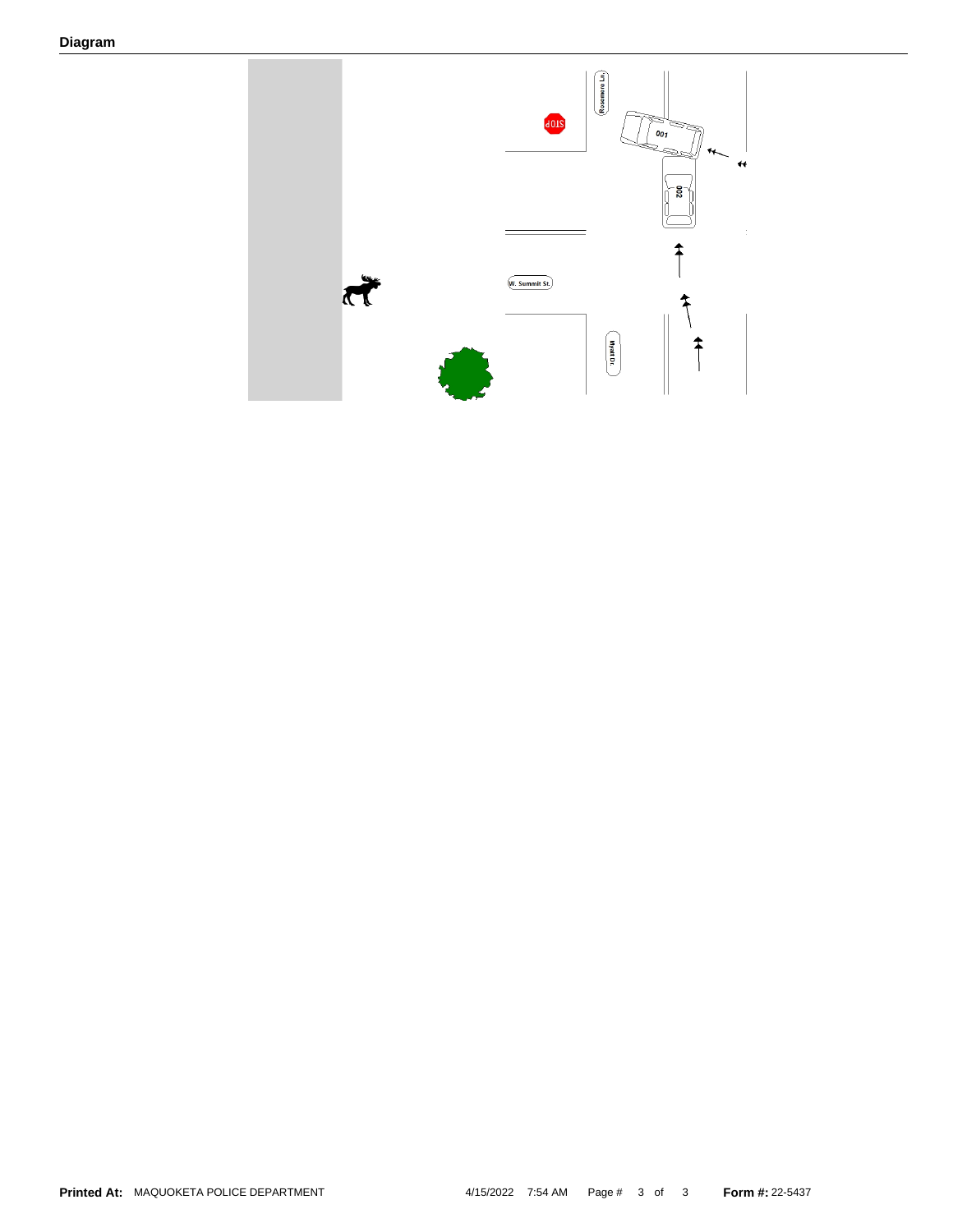**Diagram**

STOP

Rosemere Ln.

001

002

W. Summit St.

Myatt Dr.

**Printed At:** MAQUOKETA POLICE DEPARTMENT 4/15/2022 7:54 AM **Form #:** 22-5437